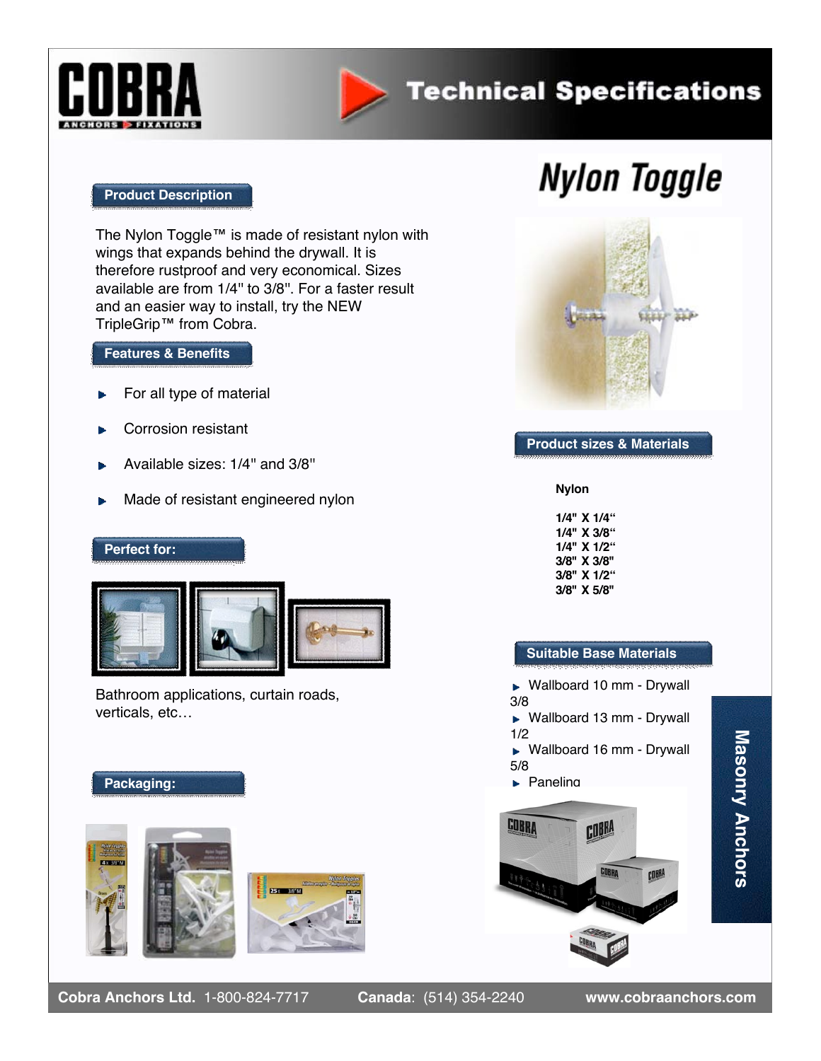# Technical Specifications

# Nylon Toggle

## Product Description

The Nylon Toggle™ is made of resistant nylon with wings that expands behind the drywall. It is therefore rustproof and very economical. Sizes available are from 1/4" to 3/8". For a faster result and an easier way to install, try the NEW TripleGrip™ from Cobra.

## Features & Benefits

- For all type of material
- Corrosion resistant
- Available sizes: 1/4" and 3/8"
- Made of resistant engineered nylon

## Perfect for:

Bathroom applications, curtain roads, verticals, etc…

## Packaging:

## Product sizes & Materials

**Nylon**

**1/4" X 1/4"**
**1/4" X 3/8"**
**1/4" X 1/2"**
**3/8" X 3/8"**
**3/8" X 1/2"**
**3/8" X 5/8"**

## Suitable Base Materials

- Wallboard 10 mm - Drywall 3/8
- Wallboard 13 mm - Drywall 1/2
- Wallboard 16 mm - Drywall 5/8
- Paneling

Masonry Anchors

**Cobra Anchors Ltd.** 1-800-824-7717 **Canada**: (514) 354-2240 **www.cobraanchors.com**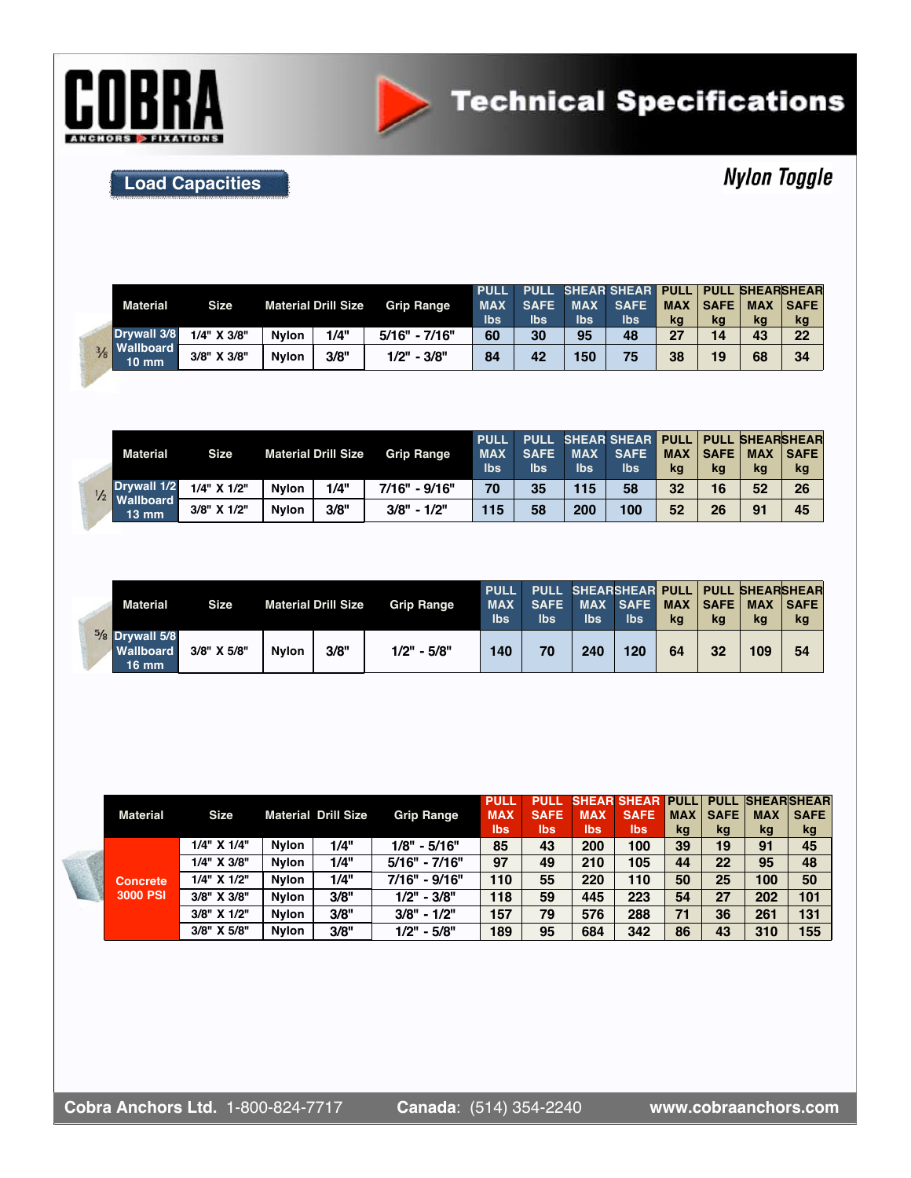COBRA ANCHORS FIXATIONS

# Technical Specifications

## Load Capacities

## *Nylon Toggle*

| Material | Size | Material | Drill Size | Grip Range | PULL MAX lbs | PULL SAFE lbs | SHEAR MAX lbs | SHEAR SAFE lbs | PULL MAX kg | PULL SAFE kg | SHEAR MAX kg | SHEAR SAFE kg |
|---|---|---|---|---|---|---|---|---|---|---|---|---|
| Drywall 3/8 Wallboard 10 mm | 1/4" X 3/8" | Nylon | 1/4" | 5/16" - 7/16" | 60 | 30 | 95 | 48 | 27 | 14 | 43 | 22 |
| | 3/8" X 3/8" | Nylon | 3/8" | 1/2" - 3/8" | 84 | 42 | 150 | 75 | 38 | 19 | 68 | 34 |

| Material | Size | Material | Drill Size | Grip Range | PULL MAX lbs | PULL SAFE lbs | SHEAR MAX lbs | SHEAR SAFE lbs | PULL MAX kg | PULL SAFE kg | SHEAR MAX kg | SHEAR SAFE kg |
|---|---|---|---|---|---|---|---|---|---|---|---|---|
| Drywall 1/2 Wallboard 13 mm | 1/4" X 1/2" | Nylon | 1/4" | 7/16" - 9/16" | 70 | 35 | 115 | 58 | 32 | 16 | 52 | 26 |
| | 3/8" X 1/2" | Nylon | 3/8" | 3/8" - 1/2" | 115 | 58 | 200 | 100 | 52 | 26 | 91 | 45 |

| Material | Size | Material | Drill Size | Grip Range | PULL MAX lbs | PULL SAFE lbs | SHEAR MAX lbs | SHEAR SAFE lbs | PULL MAX kg | PULL SAFE kg | SHEAR MAX kg | SHEAR SAFE kg |
|---|---|---|---|---|---|---|---|---|---|---|---|---|
| Drywall 5/8 Wallboard 16 mm | 3/8" X 5/8" | Nylon | 3/8" | 1/2" - 5/8" | 140 | 70 | 240 | 120 | 64 | 32 | 109 | 54 |

| Material | Size | Material | Drill Size | Grip Range | PULL MAX lbs | PULL SAFE lbs | SHEAR MAX lbs | SHEAR SAFE lbs | PULL MAX kg | PULL SAFE kg | SHEAR MAX kg | SHEAR SAFE kg |
|---|---|---|---|---|---|---|---|---|---|---|---|---|
| Concrete 3000 PSI | 1/4" X 1/4" | Nylon | 1/4" | 1/8" - 5/16" | 85 | 43 | 200 | 100 | 39 | 19 | 91 | 45 |
| | 1/4" X 3/8" | Nylon | 1/4" | 5/16" - 7/16" | 97 | 49 | 210 | 105 | 44 | 22 | 95 | 48 |
| | 1/4" X 1/2" | Nylon | 1/4" | 7/16" - 9/16" | 110 | 55 | 220 | 110 | 50 | 25 | 100 | 50 |
| | 3/8" X 3/8" | Nylon | 3/8" | 1/2" - 3/8" | 118 | 59 | 445 | 223 | 54 | 27 | 202 | 101 |
| | 3/8" X 1/2" | Nylon | 3/8" | 3/8" - 1/2" | 157 | 79 | 576 | 288 | 71 | 36 | 261 | 131 |
| | 3/8" X 5/8" | Nylon | 3/8" | 1/2" - 5/8" | 189 | 95 | 684 | 342 | 86 | 43 | 310 | 155 |

**Cobra Anchors Ltd.** 1-800-824-7717 **Canada**: (514) 354-2240 **www.cobraanchors.com**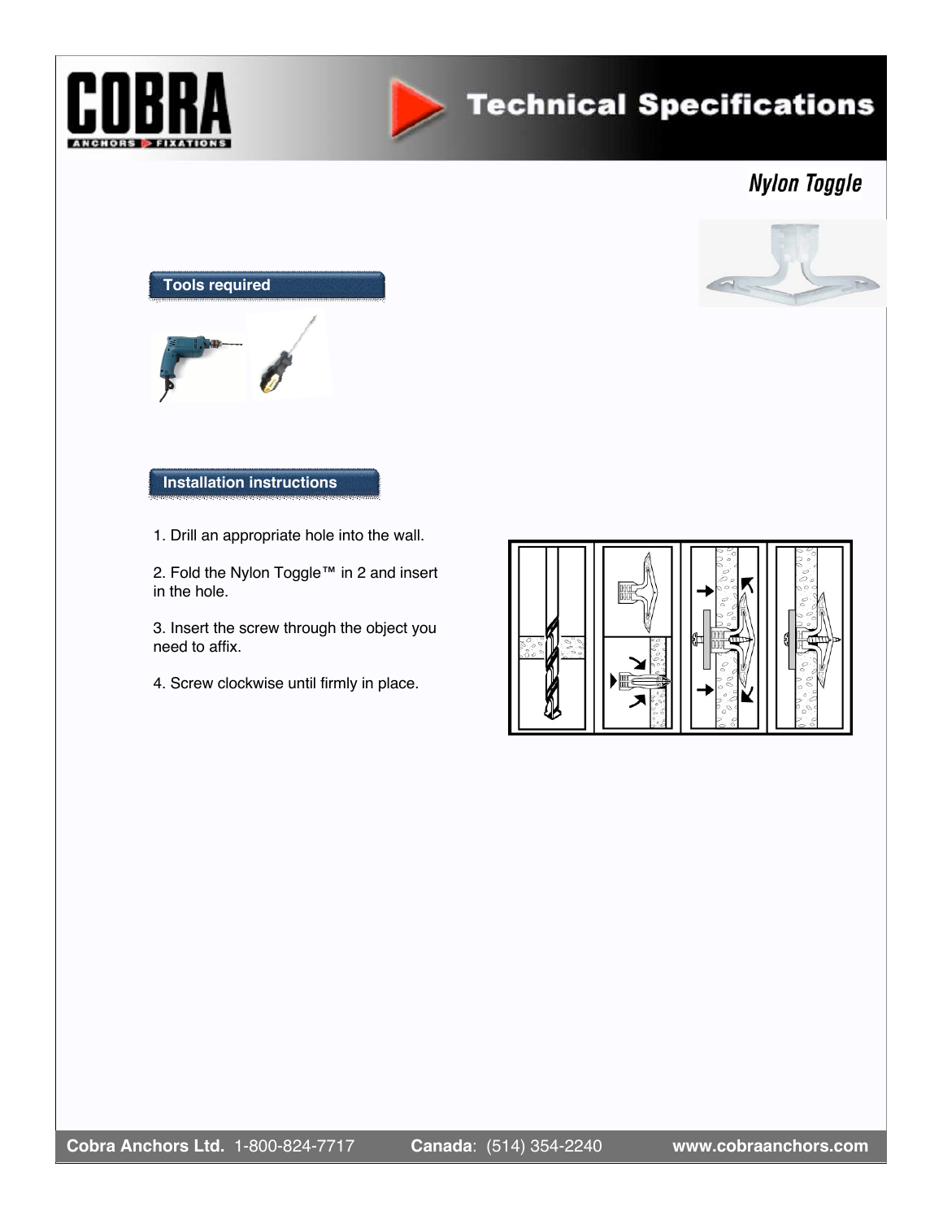# Technical Specifications

## Nylon Toggle

### Tools required

### Installation instructions

1. Drill an appropriate hole into the wall.

2. Fold the Nylon Toggle™ in 2 and insert in the hole.

3. Insert the screw through the object you need to affix.

4. Screw clockwise until firmly in place.

**Cobra Anchors Ltd.** 1-800-824-7717 **Canada**: (514) 354-2240 **www.cobraanchors.com**